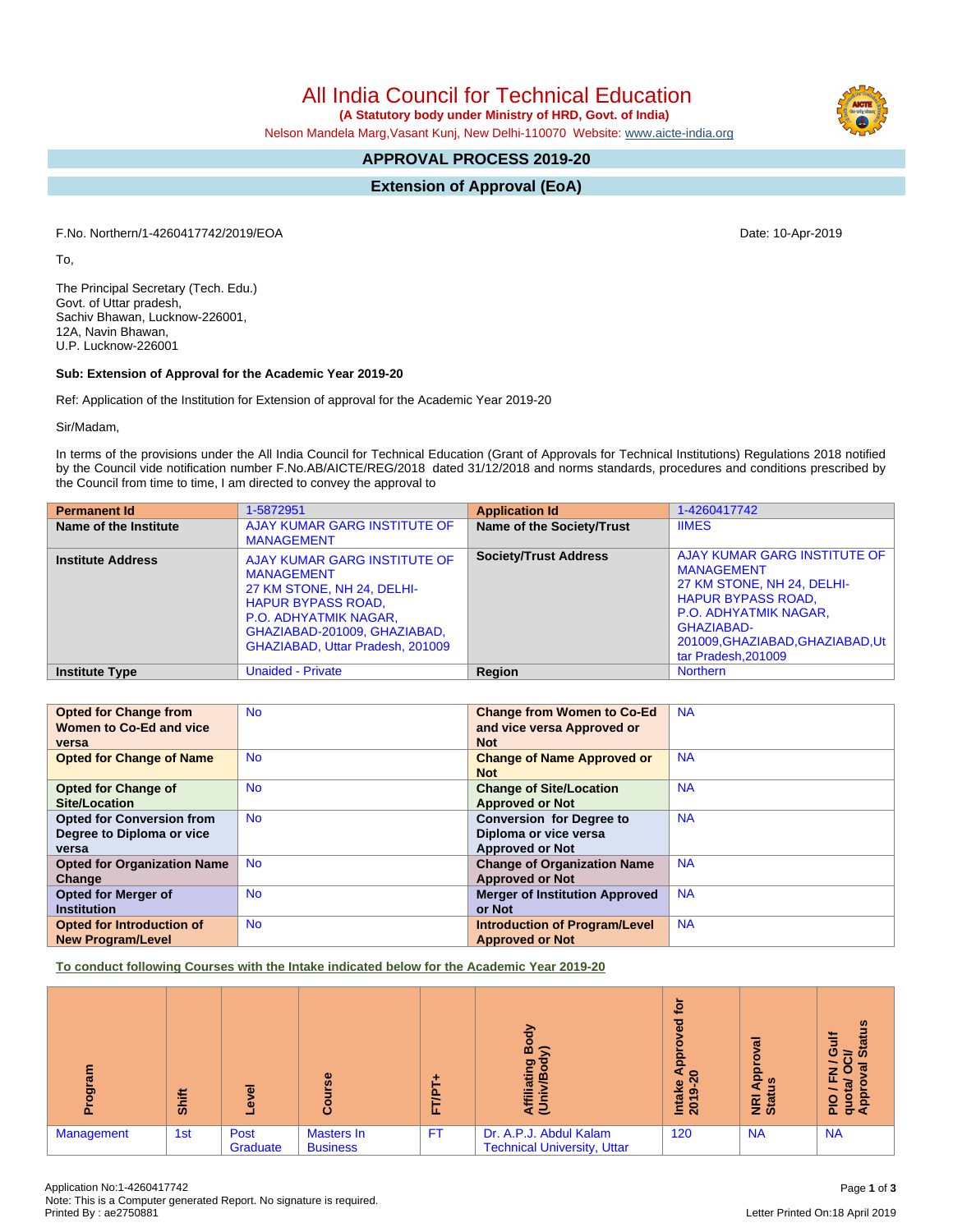# All India Council for Technical Education

**(A Statutory body under Ministry of HRD, Govt. of India)**

Nelson Mandela Marg,Vasant Kunj, New Delhi-110070 Website: www.aicte-india.org

## APPROVAL PROCESS 2019-20

## Extension of Approval (EoA)

F.No. Northern/1-4260417742/2019/EOA

Date: 10-Apr-2019

To,

The Principal Secretary (Tech. Edu.)
Govt. of Uttar pradesh,
Sachiv Bhawan, Lucknow-226001,
12A, Navin Bhawan,
U.P. Lucknow-226001

**Sub: Extension of Approval for the Academic Year 2019-20**

Ref: Application of the Institution for Extension of approval for the Academic Year 2019-20

Sir/Madam,

In terms of the provisions under the All India Council for Technical Education (Grant of Approvals for Technical Institutions) Regulations 2018 notified by the Council vide notification number F.No.AB/AICTE/REG/2018 dated 31/12/2018 and norms standards, procedures and conditions prescribed by the Council from time to time, I am directed to convey the approval to

| **Permanent Id** | 1-5872951 | **Application Id** | 1-4260417742 |
|---|---|---|---|
| **Name of the Institute** | AJAY KUMAR GARG INSTITUTE OF MANAGEMENT | **Name of the Society/Trust** | IIMES |
| **Institute Address** | AJAY KUMAR GARG INSTITUTE OF MANAGEMENT 27 KM STONE, NH 24, DELHI-HAPUR BYPASS ROAD, P.O. ADHYATMIK NAGAR, GHAZIABAD-201009, GHAZIABAD, GHAZIABAD, Uttar Pradesh, 201009 | **Society/Trust Address** | AJAY KUMAR GARG INSTITUTE OF MANAGEMENT 27 KM STONE, NH 24, DELHI-HAPUR BYPASS ROAD, P.O. ADHYATMIK NAGAR, GHAZIABAD-201009,GHAZIABAD,GHAZIABAD,Uttar Pradesh,201009 |
| **Institute Type** | Unaided - Private | **Region** | Northern |

| **Opted for Change from Women to Co-Ed and vice versa** | No | **Change from Women to Co-Ed and vice versa Approved or Not** | NA |
|---|---|---|---|
| **Opted for Change of Name** | No | **Change of Name Approved or Not** | NA |
| **Opted for Change of Site/Location** | No | **Change of Site/Location Approved or Not** | NA |
| **Opted for Conversion from Degree to Diploma or vice versa** | No | **Conversion for Degree to Diploma or vice versa Approved or Not** | NA |
| **Opted for Organization Name Change** | No | **Change of Organization Name Approved or Not** | NA |
| **Opted for Merger of Institution** | No | **Merger of Institution Approved or Not** | NA |
| **Opted for Introduction of New Program/Level** | No | **Introduction of Program/Level Approved or Not** | NA |

**To conduct following Courses with the Intake indicated below for the Academic Year 2019-20**

| Program | Shift | Level | Course | FT/PT+ | Affiliating Body (Univ/Body) | Intake Approved for 2019-20 | NRI Approval Status | PIO / FN / Gulf quota/ OCI/ Approval Status |
|---|---|---|---|---|---|---|---|---|
| Management | 1st | Post Graduate | Masters In Business | FT | Dr. A.P.J. Abdul Kalam Technical University, Uttar | 120 | NA | NA |

Application No:1-4260417742
Note: This is a Computer generated Report. No signature is required.
Printed By : ae2750881

Letter Printed On:18 April 2019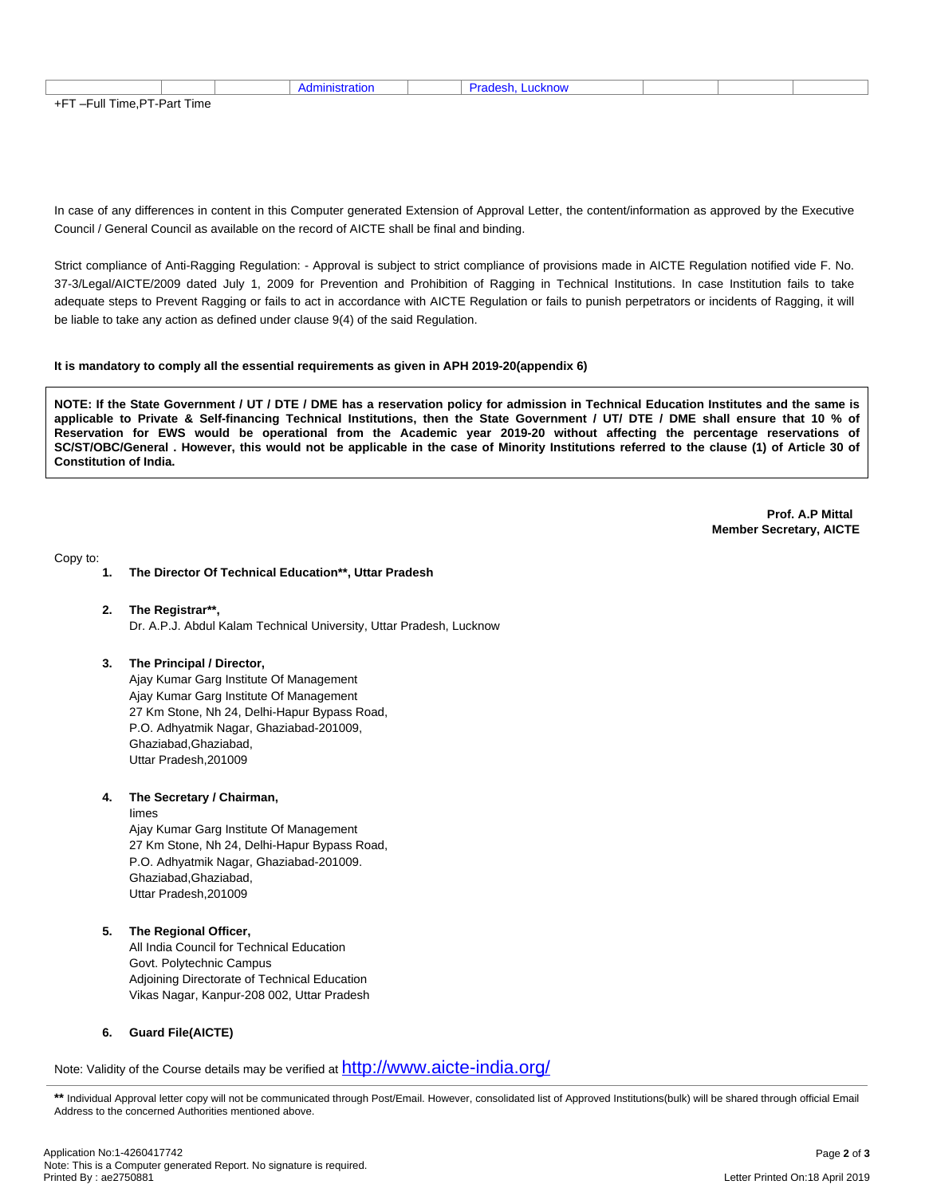| | | | | | | | | | |
|---|---|---|---|---|---|---|---|---|---|
| | | | Administration | | Pradesh, Lucknow | | | | |

+FT –Full Time,PT-Part Time

In case of any differences in content in this Computer generated Extension of Approval Letter, the content/information as approved by the Executive Council / General Council as available on the record of AICTE shall be final and binding.

Strict compliance of Anti-Ragging Regulation: - Approval is subject to strict compliance of provisions made in AICTE Regulation notified vide F. No. 37-3/Legal/AICTE/2009 dated July 1, 2009 for Prevention and Prohibition of Ragging in Technical Institutions. In case Institution fails to take adequate steps to Prevent Ragging or fails to act in accordance with AICTE Regulation or fails to punish perpetrators or incidents of Ragging, it will be liable to take any action as defined under clause 9(4) of the said Regulation.

**It is mandatory to comply all the essential requirements as given in APH 2019-20(appendix 6)**

**NOTE: If the State Government / UT / DTE / DME has a reservation policy for admission in Technical Education Institutes and the same is applicable to Private & Self-financing Technical Institutions, then the State Government / UT/ DTE / DME shall ensure that 10 % of Reservation for EWS would be operational from the Academic year 2019-20 without affecting the percentage reservations of SC/ST/OBC/General . However, this would not be applicable in the case of Minority Institutions referred to the clause (1) of Article 30 of Constitution of India.**

**Prof. A.P Mittal**
**Member Secretary, AICTE**

Copy to:

1. **The Director Of Technical Education\*\*, Uttar Pradesh**

2. **The Registrar\*\*,**
   Dr. A.P.J. Abdul Kalam Technical University, Uttar Pradesh, Lucknow

3. **The Principal / Director,**
   Ajay Kumar Garg Institute Of Management
   Ajay Kumar Garg Institute Of Management
   27 Km Stone, Nh 24, Delhi-Hapur Bypass Road,
   P.O. Adhyatmik Nagar, Ghaziabad-201009,
   Ghaziabad,Ghaziabad,
   Uttar Pradesh,201009

4. **The Secretary / Chairman,**
   Iimes
   Ajay Kumar Garg Institute Of Management
   27 Km Stone, Nh 24, Delhi-Hapur Bypass Road,
   P.O. Adhyatmik Nagar, Ghaziabad-201009.
   Ghaziabad,Ghaziabad,
   Uttar Pradesh,201009

5. **The Regional Officer,**
   All India Council for Technical Education
   Govt. Polytechnic Campus
   Adjoining Directorate of Technical Education
   Vikas Nagar, Kanpur-208 002, Uttar Pradesh

6. **Guard File(AICTE)**

Note: Validity of the Course details may be verified at http://www.aicte-india.org/

**\*\*** Individual Approval letter copy will not be communicated through Post/Email. However, consolidated list of Approved Institutions(bulk) will be shared through official Email Address to the concerned Authorities mentioned above.

Application No:1-4260417742
Note: This is a Computer generated Report. No signature is required.
Printed By : ae2750881

Letter Printed On:18 April 2019